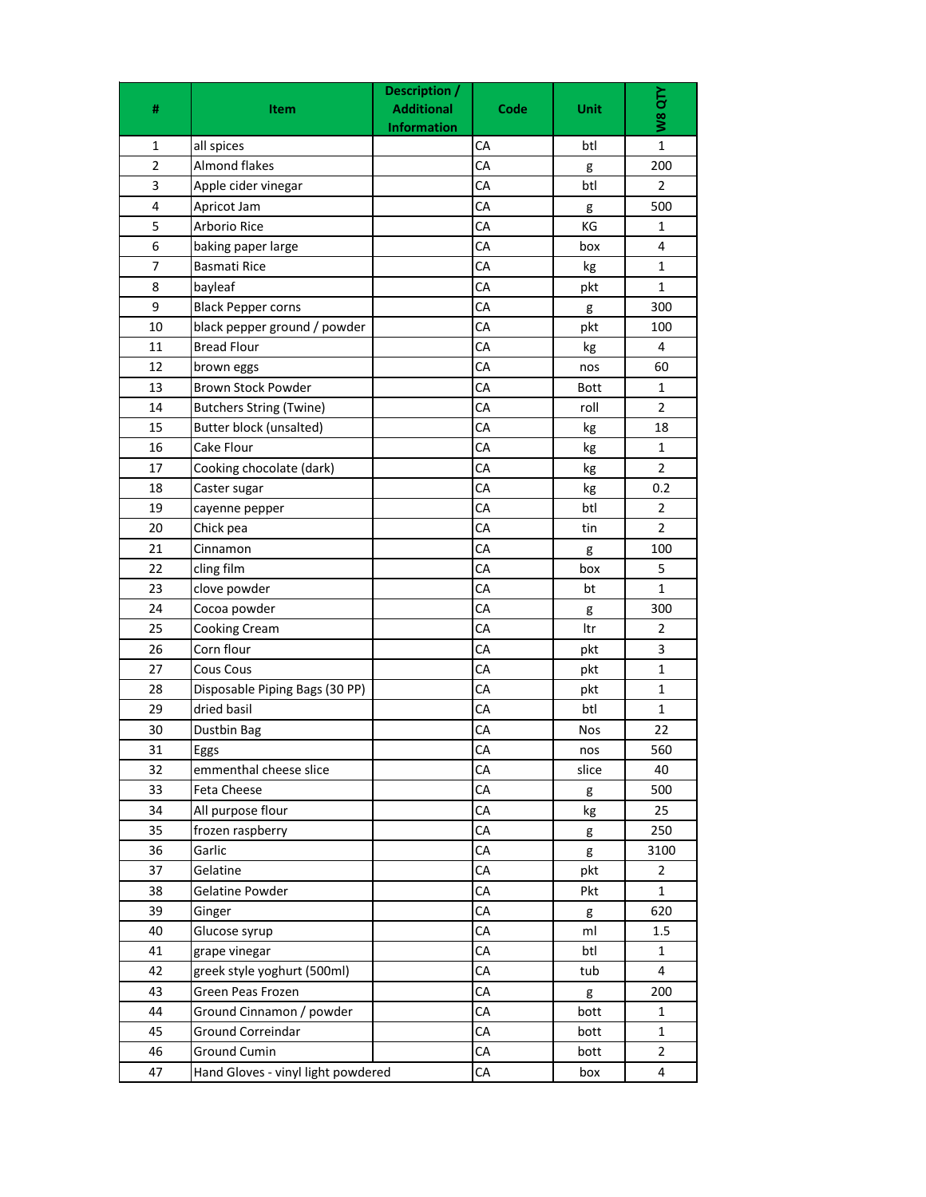| # | Item | Description / Additional Information | Code | Unit | W8 QTY |
|---|---|---|---|---|---|
| 1 | all spices | | CA | btl | 1 |
| 2 | Almond flakes | | CA | g | 200 |
| 3 | Apple cider vinegar | | CA | btl | 2 |
| 4 | Apricot Jam | | CA | g | 500 |
| 5 | Arborio Rice | | CA | KG | 1 |
| 6 | baking paper large | | CA | box | 4 |
| 7 | Basmati Rice | | CA | kg | 1 |
| 8 | bayleaf | | CA | pkt | 1 |
| 9 | Black Pepper corns | | CA | g | 300 |
| 10 | black pepper ground / powder | | CA | pkt | 100 |
| 11 | Bread Flour | | CA | kg | 4 |
| 12 | brown eggs | | CA | nos | 60 |
| 13 | Brown Stock Powder | | CA | Bott | 1 |
| 14 | Butchers String (Twine) | | CA | roll | 2 |
| 15 | Butter block (unsalted) | | CA | kg | 18 |
| 16 | Cake Flour | | CA | kg | 1 |
| 17 | Cooking chocolate (dark) | | CA | kg | 2 |
| 18 | Caster sugar | | CA | kg | 0.2 |
| 19 | cayenne pepper | | CA | btl | 2 |
| 20 | Chick pea | | CA | tin | 2 |
| 21 | Cinnamon | | CA | g | 100 |
| 22 | cling film | | CA | box | 5 |
| 23 | clove powder | | CA | bt | 1 |
| 24 | Cocoa powder | | CA | g | 300 |
| 25 | Cooking Cream | | CA | ltr | 2 |
| 26 | Corn flour | | CA | pkt | 3 |
| 27 | Cous Cous | | CA | pkt | 1 |
| 28 | Disposable Piping Bags (30 PP) | | CA | pkt | 1 |
| 29 | dried basil | | CA | btl | 1 |
| 30 | Dustbin Bag | | CA | Nos | 22 |
| 31 | Eggs | | CA | nos | 560 |
| 32 | emmenthal cheese slice | | CA | slice | 40 |
| 33 | Feta Cheese | | CA | g | 500 |
| 34 | All purpose flour | | CA | kg | 25 |
| 35 | frozen raspberry | | CA | g | 250 |
| 36 | Garlic | | CA | g | 3100 |
| 37 | Gelatine | | CA | pkt | 2 |
| 38 | Gelatine Powder | | CA | Pkt | 1 |
| 39 | Ginger | | CA | g | 620 |
| 40 | Glucose syrup | | CA | ml | 1.5 |
| 41 | grape vinegar | | CA | btl | 1 |
| 42 | greek style yoghurt (500ml) | | CA | tub | 4 |
| 43 | Green Peas Frozen | | CA | g | 200 |
| 44 | Ground Cinnamon / powder | | CA | bott | 1 |
| 45 | Ground Correindar | | CA | bott | 1 |
| 46 | Ground Cumin | | CA | bott | 2 |
| 47 | Hand Gloves - vinyl light powdered | | CA | box | 4 |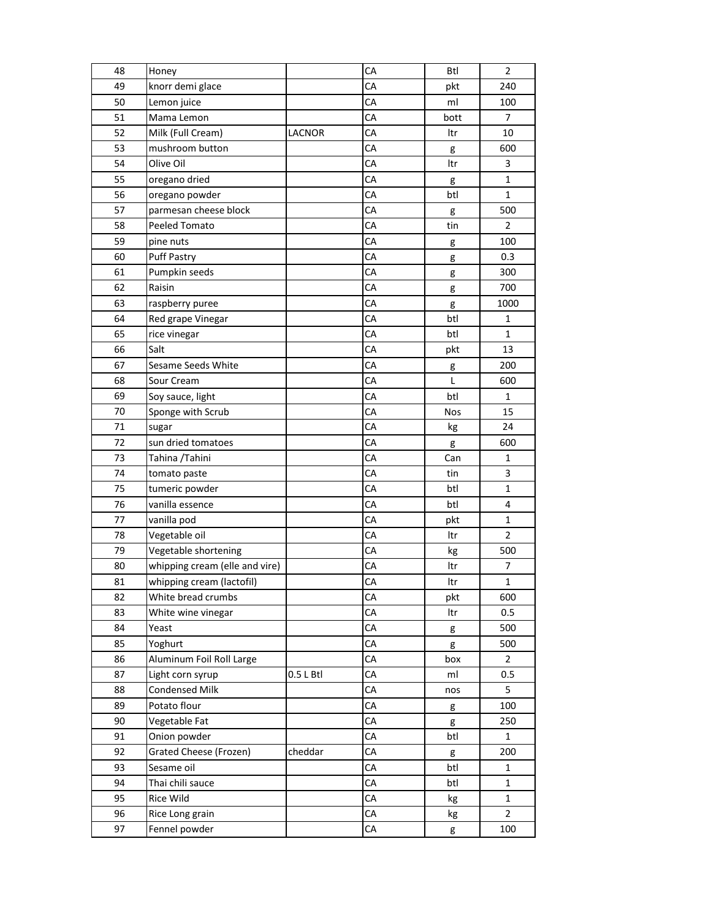| | | | | | |
|---|---|---|---|---|---|
| 48 | Honey | | CA | Btl | 2 |
| 49 | knorr demi glace | | CA | pkt | 240 |
| 50 | Lemon juice | | CA | ml | 100 |
| 51 | Mama Lemon | | CA | bott | 7 |
| 52 | Milk (Full Cream) | LACNOR | CA | ltr | 10 |
| 53 | mushroom button | | CA | g | 600 |
| 54 | Olive Oil | | CA | ltr | 3 |
| 55 | oregano dried | | CA | g | 1 |
| 56 | oregano powder | | CA | btl | 1 |
| 57 | parmesan cheese block | | CA | g | 500 |
| 58 | Peeled Tomato | | CA | tin | 2 |
| 59 | pine nuts | | CA | g | 100 |
| 60 | Puff Pastry | | CA | g | 0.3 |
| 61 | Pumpkin seeds | | CA | g | 300 |
| 62 | Raisin | | CA | g | 700 |
| 63 | raspberry puree | | CA | g | 1000 |
| 64 | Red grape Vinegar | | CA | btl | 1 |
| 65 | rice vinegar | | CA | btl | 1 |
| 66 | Salt | | CA | pkt | 13 |
| 67 | Sesame Seeds White | | CA | g | 200 |
| 68 | Sour Cream | | CA | L | 600 |
| 69 | Soy sauce, light | | CA | btl | 1 |
| 70 | Sponge with Scrub | | CA | Nos | 15 |
| 71 | sugar | | CA | kg | 24 |
| 72 | sun dried tomatoes | | CA | g | 600 |
| 73 | Tahina /Tahini | | CA | Can | 1 |
| 74 | tomato paste | | CA | tin | 3 |
| 75 | tumeric powder | | CA | btl | 1 |
| 76 | vanilla essence | | CA | btl | 4 |
| 77 | vanilla pod | | CA | pkt | 1 |
| 78 | Vegetable oil | | CA | ltr | 2 |
| 79 | Vegetable shortening | | CA | kg | 500 |
| 80 | whipping cream (elle and vire) | | CA | ltr | 7 |
| 81 | whipping cream (lactofil) | | CA | ltr | 1 |
| 82 | White bread crumbs | | CA | pkt | 600 |
| 83 | White wine vinegar | | CA | ltr | 0.5 |
| 84 | Yeast | | CA | g | 500 |
| 85 | Yoghurt | | CA | g | 500 |
| 86 | Aluminum Foil Roll Large | | CA | box | 2 |
| 87 | Light corn syrup | 0.5 L Btl | CA | ml | 0.5 |
| 88 | Condensed Milk | | CA | nos | 5 |
| 89 | Potato flour | | CA | g | 100 |
| 90 | Vegetable Fat | | CA | g | 250 |
| 91 | Onion powder | | CA | btl | 1 |
| 92 | Grated Cheese (Frozen) | cheddar | CA | g | 200 |
| 93 | Sesame oil | | CA | btl | 1 |
| 94 | Thai chili sauce | | CA | btl | 1 |
| 95 | Rice Wild | | CA | kg | 1 |
| 96 | Rice Long grain | | CA | kg | 2 |
| 97 | Fennel powder | | CA | g | 100 |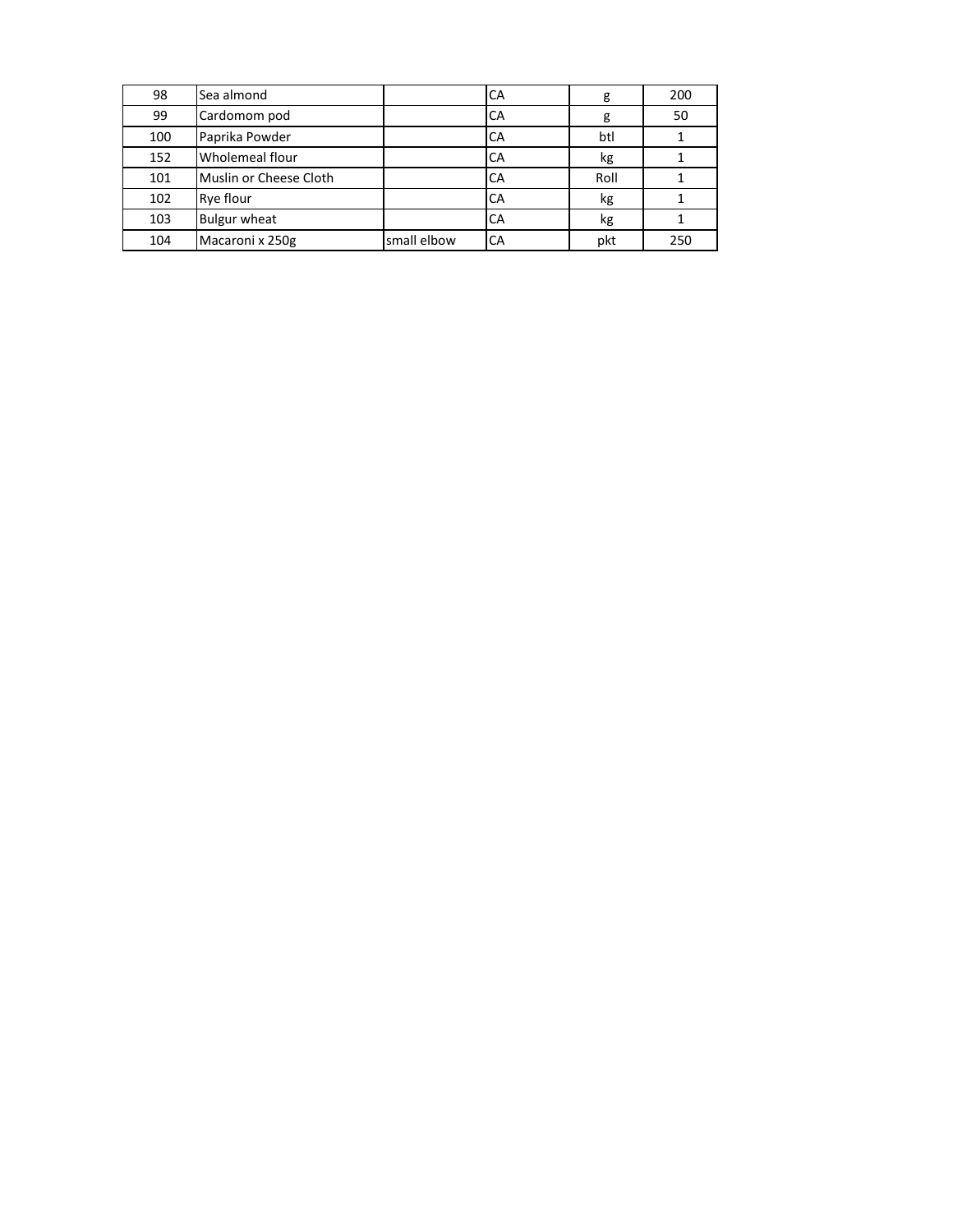| | | | | | |
|---|---|---|---|---|---|
| 98 | Sea almond | | CA | g | 200 |
| 99 | Cardomom pod | | CA | g | 50 |
| 100 | Paprika Powder | | CA | btl | 1 |
| 152 | Wholemeal flour | | CA | kg | 1 |
| 101 | Muslin or Cheese Cloth | | CA | Roll | 1 |
| 102 | Rye flour | | CA | kg | 1 |
| 103 | Bulgur wheat | | CA | kg | 1 |
| 104 | Macaroni x 250g | small elbow | CA | pkt | 250 |